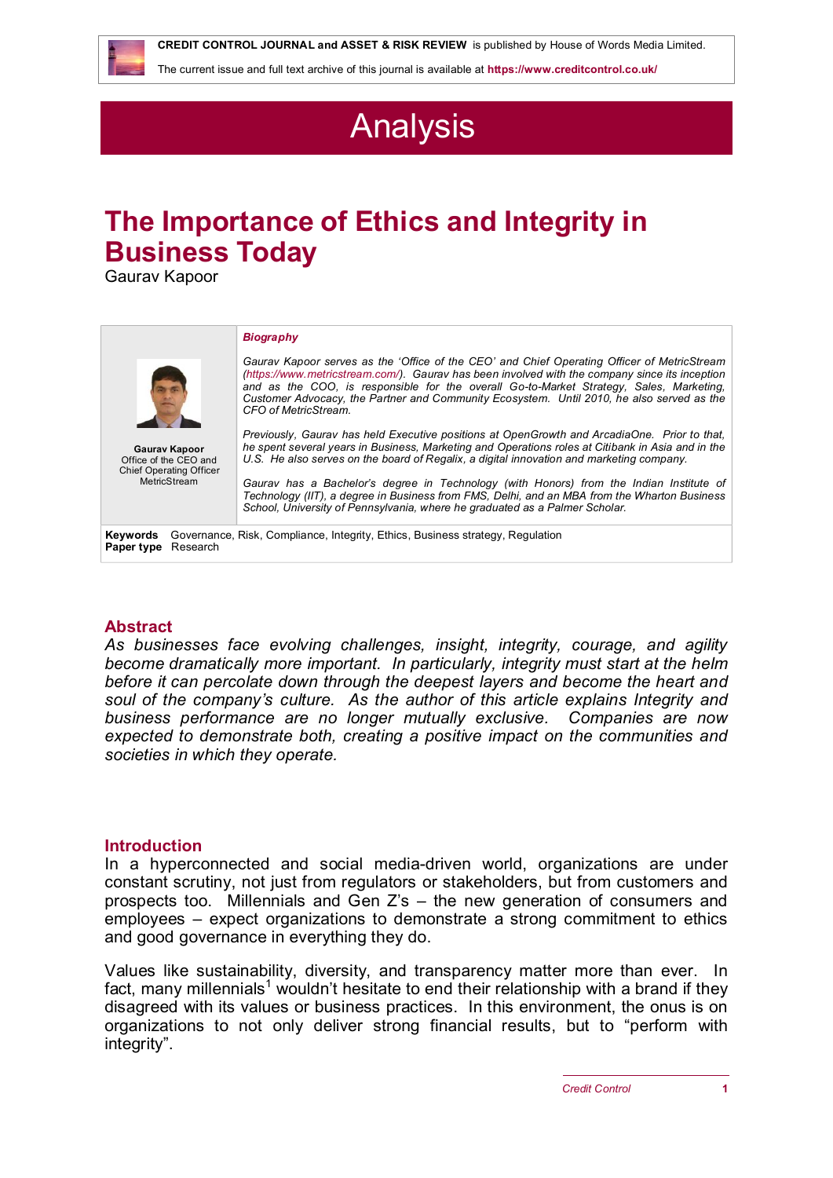**CREDIT CONTROL JOURNAL and ASSET & RISK REVIEW** is published by House of Words Media Limited.

The current issue and full text archive of this journal is available at **https://www.creditcontrol.co.uk/**

# Analysis

# The Importance of Ethics and Integrity in Business Today

Gaurav Kapoor

**Gaurav Kapoor**
Office of the CEO and Chief Operating Officer
MetricStream

***Biography***

*Gaurav Kapoor serves as the 'Office of the CEO' and Chief Operating Officer of MetricStream (https://www.metricstream.com/). Gaurav has been involved with the company since its inception and as the COO, is responsible for the overall Go-to-Market Strategy, Sales, Marketing, Customer Advocacy, the Partner and Community Ecosystem. Until 2010, he also served as the CFO of MetricStream.*

*Previously, Gaurav has held Executive positions at OpenGrowth and ArcadiaOne. Prior to that, he spent several years in Business, Marketing and Operations roles at Citibank in Asia and in the U.S. He also serves on the board of Regalix, a digital innovation and marketing company.*

*Gaurav has a Bachelor's degree in Technology (with Honors) from the Indian Institute of Technology (IIT), a degree in Business from FMS, Delhi, and an MBA from the Wharton Business School, University of Pennsylvania, where he graduated as a Palmer Scholar.*

**Keywords** Governance, Risk, Compliance, Integrity, Ethics, Business strategy, Regulation
**Paper type** Research

## Abstract

*As businesses face evolving challenges, insight, integrity, courage, and agility become dramatically more important. In particularly, integrity must start at the helm before it can percolate down through the deepest layers and become the heart and soul of the company's culture. As the author of this article explains Integrity and business performance are no longer mutually exclusive. Companies are now expected to demonstrate both, creating a positive impact on the communities and societies in which they operate.*

## Introduction

In a hyperconnected and social media-driven world, organizations are under constant scrutiny, not just from regulators or stakeholders, but from customers and prospects too. Millennials and Gen Z's – the new generation of consumers and employees – expect organizations to demonstrate a strong commitment to ethics and good governance in everything they do.

Values like sustainability, diversity, and transparency matter more than ever. In fact, many millennials[1] wouldn't hesitate to end their relationship with a brand if they disagreed with its values or business practices. In this environment, the onus is on organizations to not only deliver strong financial results, but to "perform with integrity".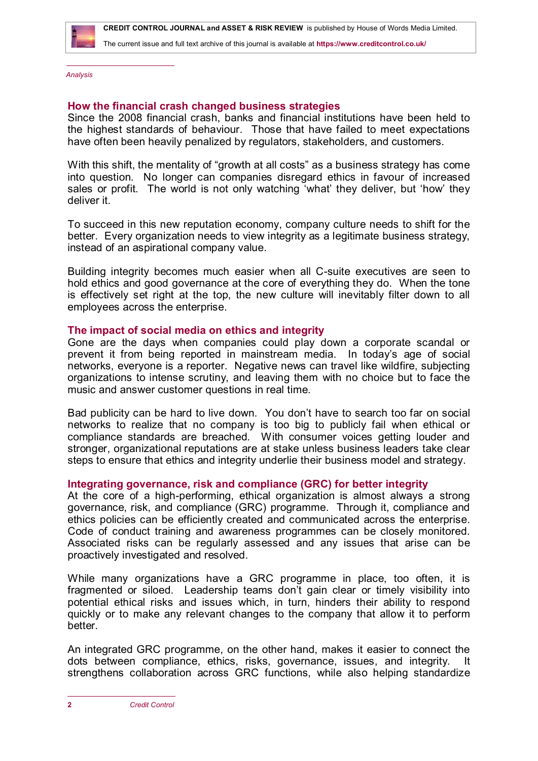*Analysis*

## How the financial crash changed business strategies

Since the 2008 financial crash, banks and financial institutions have been held to the highest standards of behaviour. Those that have failed to meet expectations have often been heavily penalized by regulators, stakeholders, and customers.

With this shift, the mentality of "growth at all costs" as a business strategy has come into question. No longer can companies disregard ethics in favour of increased sales or profit. The world is not only watching 'what' they deliver, but 'how' they deliver it.

To succeed in this new reputation economy, company culture needs to shift for the better. Every organization needs to view integrity as a legitimate business strategy, instead of an aspirational company value.

Building integrity becomes much easier when all C-suite executives are seen to hold ethics and good governance at the core of everything they do. When the tone is effectively set right at the top, the new culture will inevitably filter down to all employees across the enterprise.

## The impact of social media on ethics and integrity

Gone are the days when companies could play down a corporate scandal or prevent it from being reported in mainstream media. In today's age of social networks, everyone is a reporter. Negative news can travel like wildfire, subjecting organizations to intense scrutiny, and leaving them with no choice but to face the music and answer customer questions in real time.

Bad publicity can be hard to live down. You don't have to search too far on social networks to realize that no company is too big to publicly fail when ethical or compliance standards are breached. With consumer voices getting louder and stronger, organizational reputations are at stake unless business leaders take clear steps to ensure that ethics and integrity underlie their business model and strategy.

## Integrating governance, risk and compliance (GRC) for better integrity

At the core of a high-performing, ethical organization is almost always a strong governance, risk, and compliance (GRC) programme. Through it, compliance and ethics policies can be efficiently created and communicated across the enterprise. Code of conduct training and awareness programmes can be closely monitored. Associated risks can be regularly assessed and any issues that arise can be proactively investigated and resolved.

While many organizations have a GRC programme in place, too often, it is fragmented or siloed. Leadership teams don't gain clear or timely visibility into potential ethical risks and issues which, in turn, hinders their ability to respond quickly or to make any relevant changes to the company that allow it to perform better.

An integrated GRC programme, on the other hand, makes it easier to connect the dots between compliance, ethics, risks, governance, issues, and integrity. It strengthens collaboration across GRC functions, while also helping standardize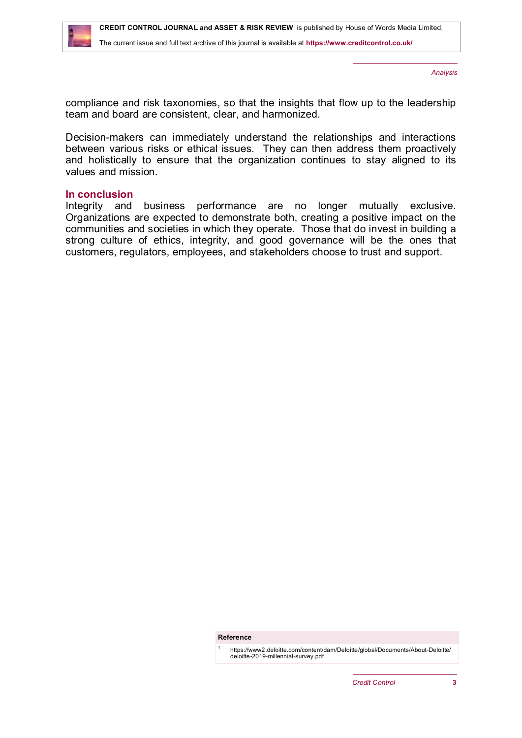compliance and risk taxonomies, so that the insights that flow up to the leadership team and board are consistent, clear, and harmonized.

Decision-makers can immediately understand the relationships and interactions between various risks or ethical issues. They can then address them proactively and holistically to ensure that the organization continues to stay aligned to its values and mission.

## In conclusion

Integrity and business performance are no longer mutually exclusive. Organizations are expected to demonstrate both, creating a positive impact on the communities and societies in which they operate. Those that do invest in building a strong culture of ethics, integrity, and good governance will be the ones that customers, regulators, employees, and stakeholders choose to trust and support.

**Reference**

[1] https://www2.deloitte.com/content/dam/Deloitte/global/Documents/About-Deloitte/deloitte-2019-millennial-survey.pdf